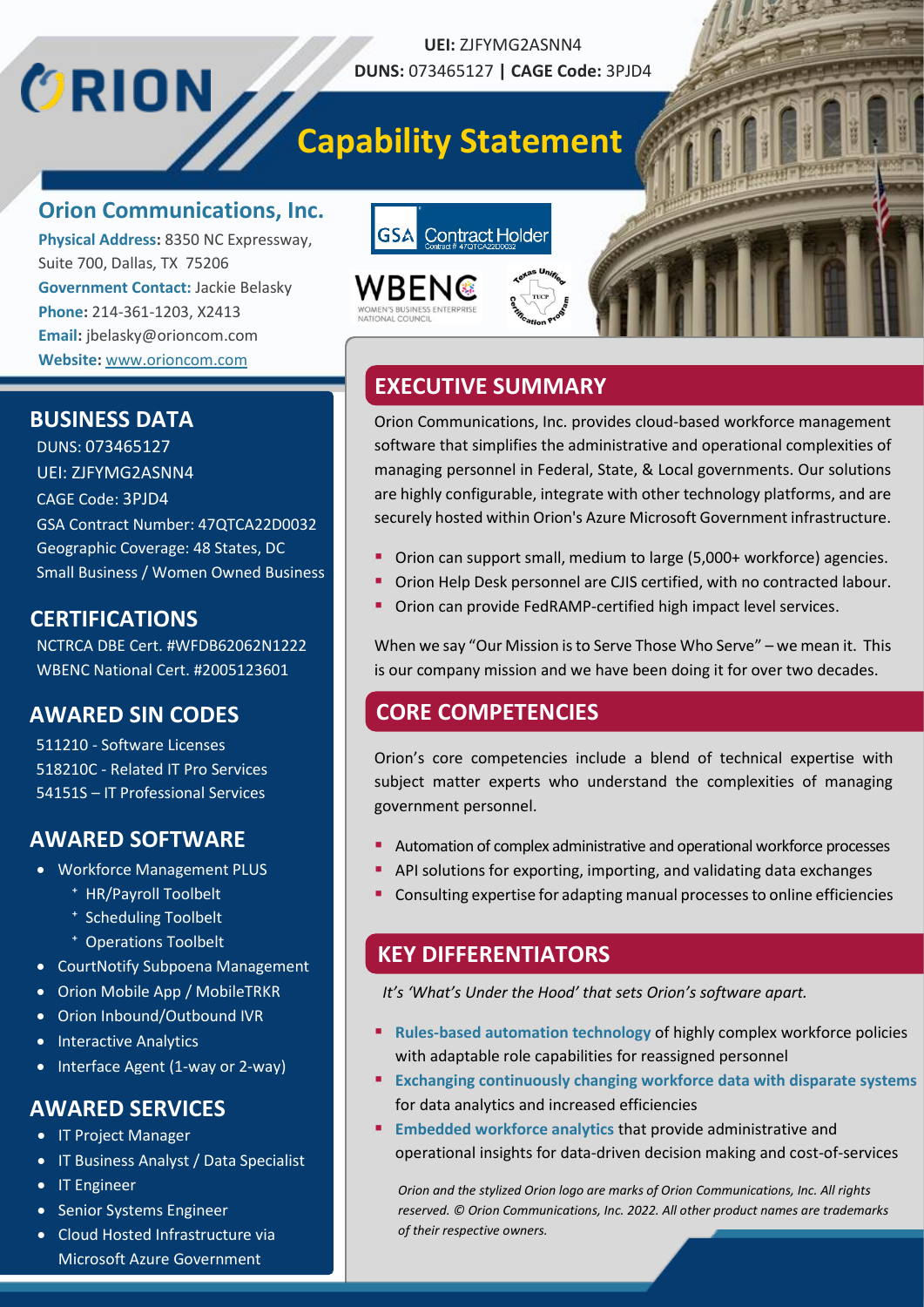ORION

**UEI:** ZJFYMG2ASNN4
**DUNS:** 073465127 **|** **CAGE Code:** 3PJD4

# Capability Statement

## Orion Communications, Inc.

**Physical Address:** 8350 NC Expressway, Suite 700, Dallas, TX 75206
**Government Contact:** Jackie Belasky
**Phone:** 214-361-1203, X2413
**Email:** jbelasky@orioncom.com
**Website:** www.orioncom.com

GSA Contract Holder
Contract # 47QTCA22D0032

WBENC
WOMEN'S BUSINESS ENTERPRISE NATIONAL COUNCIL

Texas Unified Certification Program
TUCP

## BUSINESS DATA

DUNS: 073465127
UEI: ZJFYMG2ASNN4
CAGE Code: 3PJD4
GSA Contract Number: 47QTCA22D0032
Geographic Coverage: 48 States, DC
Small Business / Women Owned Business

## CERTIFICATIONS

NCTRCA DBE Cert. #WFDB62062N1222
WBENC National Cert. #2005123601

## AWARDED SIN CODES

511210 - Software Licenses
518210C - Related IT Pro Services
54151S – IT Professional Services

## AWARDED SOFTWARE

- Workforce Management PLUS
  - HR/Payroll Toolbelt
  - Scheduling Toolbelt
  - Operations Toolbelt
- CourtNotify Subpoena Management
- Orion Mobile App / MobileTRKR
- Orion Inbound/Outbound IVR
- Interactive Analytics
- Interface Agent (1-way or 2-way)

## AWARDED SERVICES

- IT Project Manager
- IT Business Analyst / Data Specialist
- IT Engineer
- Senior Systems Engineer
- Cloud Hosted Infrastructure via Microsoft Azure Government

## EXECUTIVE SUMMARY

Orion Communications, Inc. provides cloud-based workforce management software that simplifies the administrative and operational complexities of managing personnel in Federal, State, & Local governments. Our solutions are highly configurable, integrate with other technology platforms, and are securely hosted within Orion's Azure Microsoft Government infrastructure.

- Orion can support small, medium to large (5,000+ workforce) agencies.
- Orion Help Desk personnel are CJIS certified, with no contracted labour.
- Orion can provide FedRAMP-certified high impact level services.

When we say "Our Mission is to Serve Those Who Serve" – we mean it. This is our company mission and we have been doing it for over two decades.

## CORE COMPETENCIES

Orion's core competencies include a blend of technical expertise with subject matter experts who understand the complexities of managing government personnel.

- Automation of complex administrative and operational workforce processes
- API solutions for exporting, importing, and validating data exchanges
- Consulting expertise for adapting manual processes to online efficiencies

## KEY DIFFERENTIATORS

*It's 'What's Under the Hood' that sets Orion's software apart.*

- **Rules-based automation technology** of highly complex workforce policies with adaptable role capabilities for reassigned personnel
- **Exchanging continuously changing workforce data with disparate systems** for data analytics and increased efficiencies
- **Embedded workforce analytics** that provide administrative and operational insights for data-driven decision making and cost-of-services

*Orion and the stylized Orion logo are marks of Orion Communications, Inc. All rights reserved. © Orion Communications, Inc. 2022. All other product names are trademarks of their respective owners.*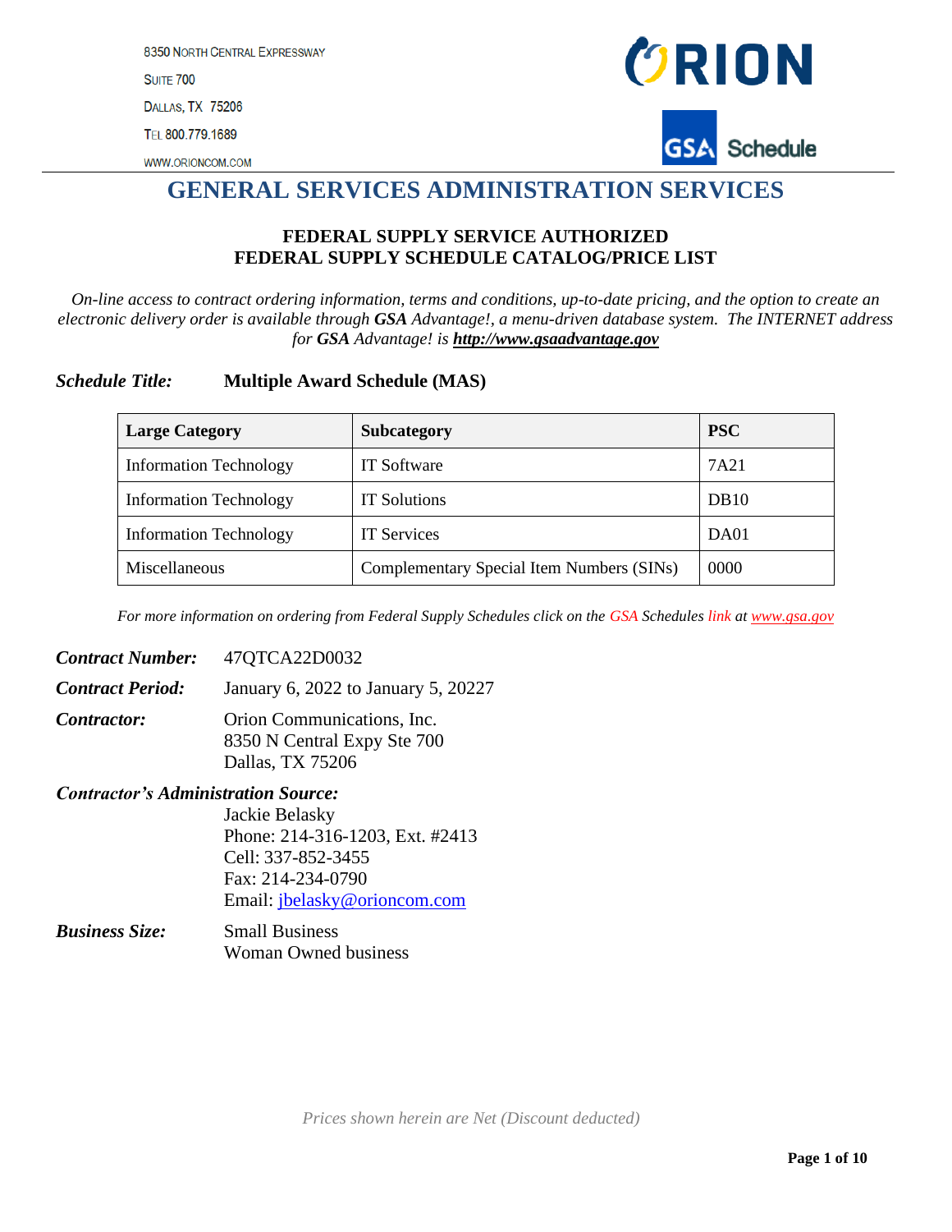8350 NORTH CENTRAL EXPRESSWAY
SUITE 700
DALLAS, TX 75206
TEL 800.779.1689
WWW.ORIONCOM.COM

# GENERAL SERVICES ADMINISTRATION SERVICES

## FEDERAL SUPPLY SERVICE AUTHORIZED
## FEDERAL SUPPLY SCHEDULE CATALOG/PRICE LIST

*On-line access to contract ordering information, terms and conditions, up-to-date pricing, and the option to create an electronic delivery order is available through **GSA** Advantage!, a menu-driven database system. The INTERNET address for **GSA** Advantage! is* ***http://www.gsaadvantage.gov***

***Schedule Title:*** **Multiple Award Schedule (MAS)**

| Large Category | Subcategory | PSC |
|---|---|---|
| Information Technology | IT Software | 7A21 |
| Information Technology | IT Solutions | DB10 |
| Information Technology | IT Services | DA01 |
| Miscellaneous | Complementary Special Item Numbers (SINs) | 0000 |

*For more information on ordering from Federal Supply Schedules click on the GSA Schedules link at www.gsa.gov*

***Contract Number:*** 47QTCA22D0032

***Contract Period:*** January 6, 2022 to January 5, 20227

***Contractor:*** Orion Communications, Inc.
8350 N Central Expy Ste 700
Dallas, TX 75206

***Contractor's Administration Source:***
Jackie Belasky
Phone: 214-316-1203, Ext. #2413
Cell: 337-852-3455
Fax: 214-234-0790
Email: jbelasky@orioncom.com

***Business Size:*** Small Business
Woman Owned business

*Prices shown herein are Net (Discount deducted)*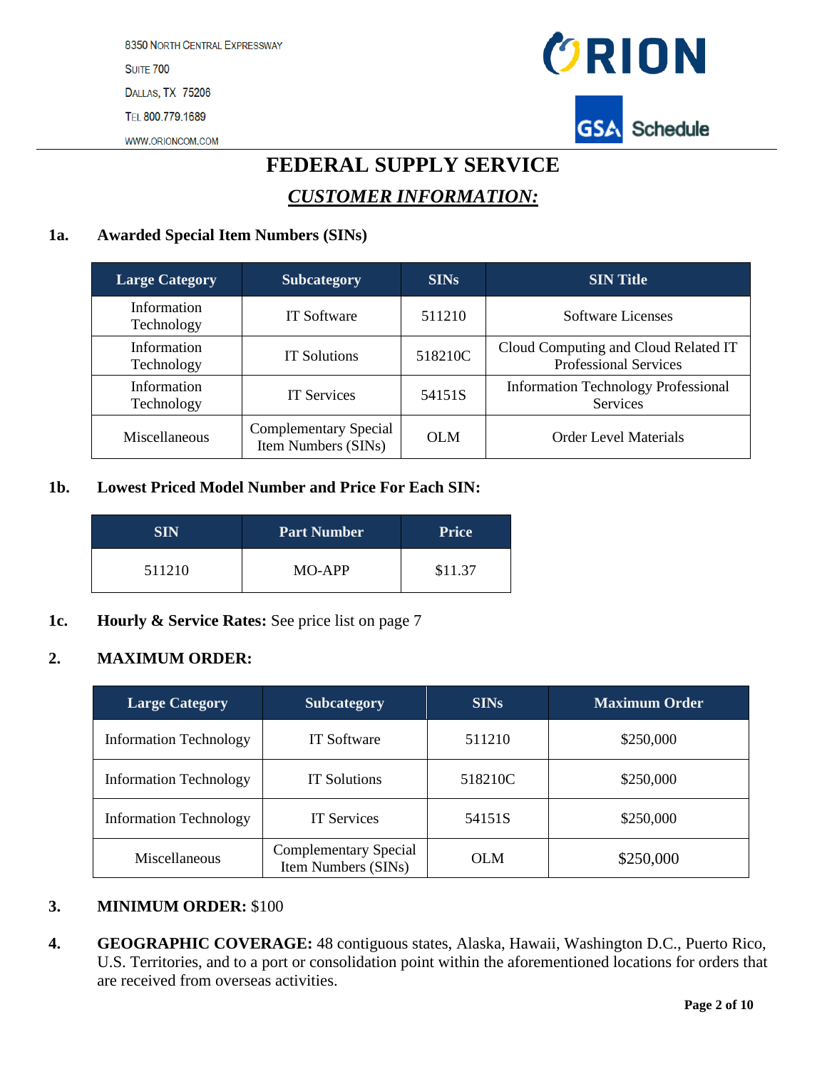8350 North Central Expressway
Suite 700
Dallas, TX 75206
Tel 800.779.1689
www.orioncom.com

# FEDERAL SUPPLY SERVICE

## *CUSTOMER INFORMATION:*

### 1a. Awarded Special Item Numbers (SINs)

| Large Category | Subcategory | SINs | SIN Title |
|---|---|---|---|
| Information Technology | IT Software | 511210 | Software Licenses |
| Information Technology | IT Solutions | 518210C | Cloud Computing and Cloud Related IT Professional Services |
| Information Technology | IT Services | 54151S | Information Technology Professional Services |
| Miscellaneous | Complementary Special Item Numbers (SINs) | OLM | Order Level Materials |

### 1b. Lowest Priced Model Number and Price For Each SIN:

| SIN | Part Number | Price |
|---|---|---|
| 511210 | MO-APP | $11.37 |

### 1c. Hourly & Service Rates: See price list on page 7

### 2. MAXIMUM ORDER:

| Large Category | Subcategory | SINs | Maximum Order |
|---|---|---|---|
| Information Technology | IT Software | 511210 | $250,000 |
| Information Technology | IT Solutions | 518210C | $250,000 |
| Information Technology | IT Services | 54151S | $250,000 |
| Miscellaneous | Complementary Special Item Numbers (SINs) | OLM | $250,000 |

### 3. MINIMUM ORDER: $100

### 4. GEOGRAPHIC COVERAGE: 48 contiguous states, Alaska, Hawaii, Washington D.C., Puerto Rico, U.S. Territories, and to a port or consolidation point within the aforementioned locations for orders that are received from overseas activities.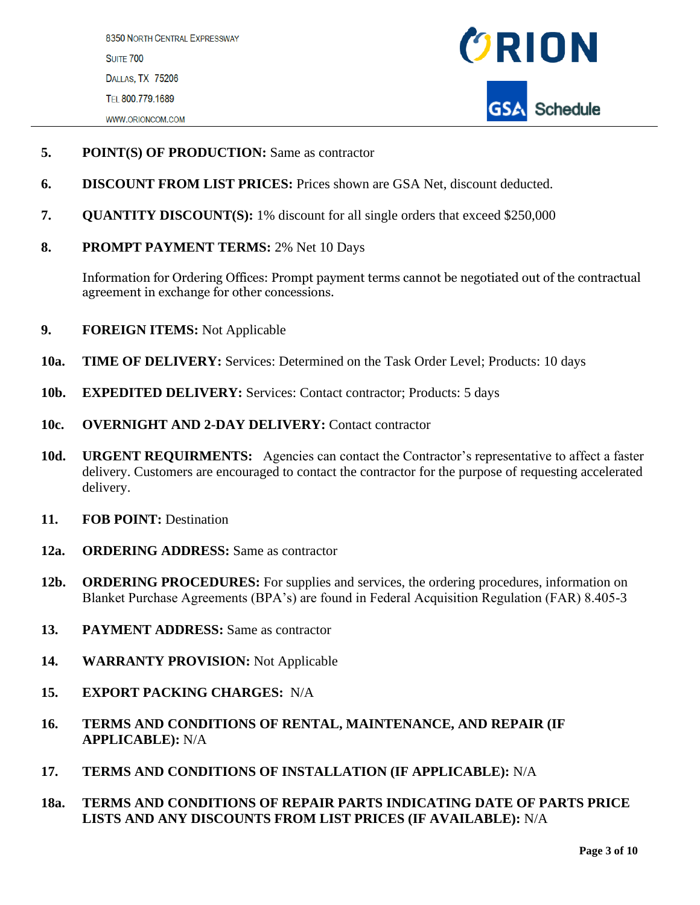**5. POINT(S) OF PRODUCTION:** Same as contractor

**6. DISCOUNT FROM LIST PRICES:** Prices shown are GSA Net, discount deducted.

**7. QUANTITY DISCOUNT(S):** 1% discount for all single orders that exceed $250,000

**8. PROMPT PAYMENT TERMS:** 2% Net 10 Days

Information for Ordering Offices: Prompt payment terms cannot be negotiated out of the contractual agreement in exchange for other concessions.

**9. FOREIGN ITEMS:** Not Applicable

**10a. TIME OF DELIVERY:** Services: Determined on the Task Order Level; Products: 10 days

**10b. EXPEDITED DELIVERY:** Services: Contact contractor; Products: 5 days

**10c. OVERNIGHT AND 2-DAY DELIVERY:** Contact contractor

**10d. URGENT REQUIRMENTS:** Agencies can contact the Contractor's representative to affect a faster delivery. Customers are encouraged to contact the contractor for the purpose of requesting accelerated delivery.

**11. FOB POINT:** Destination

**12a. ORDERING ADDRESS:** Same as contractor

**12b. ORDERING PROCEDURES:** For supplies and services, the ordering procedures, information on Blanket Purchase Agreements (BPA's) are found in Federal Acquisition Regulation (FAR) 8.405-3

**13. PAYMENT ADDRESS:** Same as contractor

**14. WARRANTY PROVISION:** Not Applicable

**15. EXPORT PACKING CHARGES:** N/A

**16. TERMS AND CONDITIONS OF RENTAL, MAINTENANCE, AND REPAIR (IF APPLICABLE):** N/A

**17. TERMS AND CONDITIONS OF INSTALLATION (IF APPLICABLE):** N/A

**18a. TERMS AND CONDITIONS OF REPAIR PARTS INDICATING DATE OF PARTS PRICE LISTS AND ANY DISCOUNTS FROM LIST PRICES (IF AVAILABLE):** N/A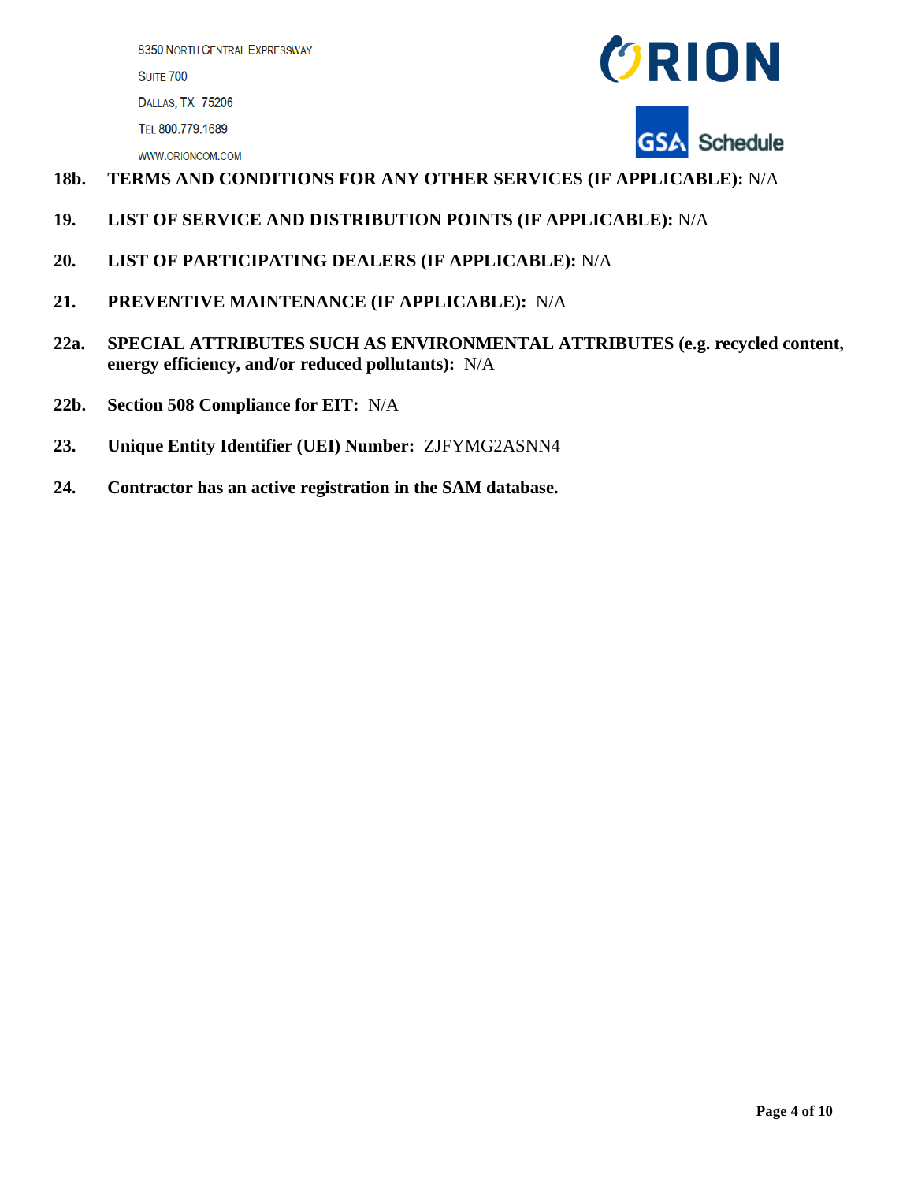**18b. TERMS AND CONDITIONS FOR ANY OTHER SERVICES (IF APPLICABLE):** N/A

**19. LIST OF SERVICE AND DISTRIBUTION POINTS (IF APPLICABLE):** N/A

**20. LIST OF PARTICIPATING DEALERS (IF APPLICABLE):** N/A

**21. PREVENTIVE MAINTENANCE (IF APPLICABLE):** N/A

**22a. SPECIAL ATTRIBUTES SUCH AS ENVIRONMENTAL ATTRIBUTES (e.g. recycled content, energy efficiency, and/or reduced pollutants):** N/A

**22b. Section 508 Compliance for EIT:** N/A

**23. Unique Entity Identifier (UEI) Number:** ZJFYMG2ASNN4

**24. Contractor has an active registration in the SAM database.**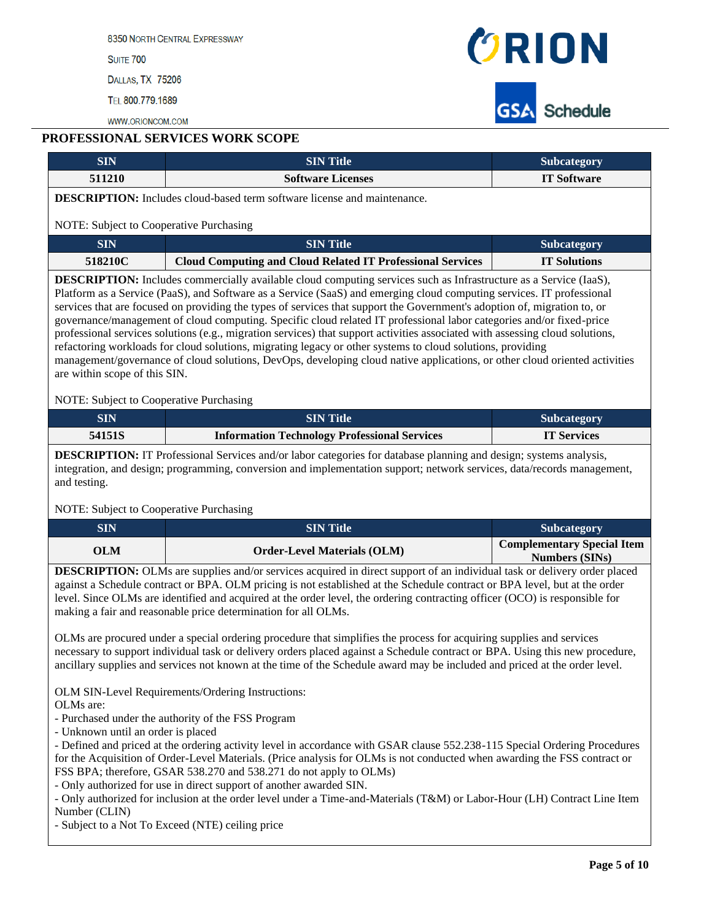## PROFESSIONAL SERVICES WORK SCOPE

| SIN | SIN Title | Subcategory |
|---|---|---|
| 511210 | Software Licenses | IT Software |

**DESCRIPTION:** Includes cloud-based term software license and maintenance.

NOTE: Subject to Cooperative Purchasing

| SIN | SIN Title | Subcategory |
|---|---|---|
| 518210C | Cloud Computing and Cloud Related IT Professional Services | IT Solutions |

**DESCRIPTION:** Includes commercially available cloud computing services such as Infrastructure as a Service (IaaS), Platform as a Service (PaaS), and Software as a Service (SaaS) and emerging cloud computing services. IT professional services that are focused on providing the types of services that support the Government's adoption of, migration to, or governance/management of cloud computing. Specific cloud related IT professional labor categories and/or fixed-price professional services solutions (e.g., migration services) that support activities associated with assessing cloud solutions, refactoring workloads for cloud solutions, migrating legacy or other systems to cloud solutions, providing management/governance of cloud solutions, DevOps, developing cloud native applications, or other cloud oriented activities are within scope of this SIN.

NOTE: Subject to Cooperative Purchasing

| SIN | SIN Title | Subcategory |
|---|---|---|
| 54151S | Information Technology Professional Services | IT Services |

**DESCRIPTION:** IT Professional Services and/or labor categories for database planning and design; systems analysis, integration, and design; programming, conversion and implementation support; network services, data/records management, and testing.

NOTE: Subject to Cooperative Purchasing

| SIN | SIN Title | Subcategory |
|---|---|---|
| OLM | Order-Level Materials (OLM) | Complementary Special Item Numbers (SINs) |

**DESCRIPTION:** OLMs are supplies and/or services acquired in direct support of an individual task or delivery order placed against a Schedule contract or BPA. OLM pricing is not established at the Schedule contract or BPA level, but at the order level. Since OLMs are identified and acquired at the order level, the ordering contracting officer (OCO) is responsible for making a fair and reasonable price determination for all OLMs.

OLMs are procured under a special ordering procedure that simplifies the process for acquiring supplies and services necessary to support individual task or delivery orders placed against a Schedule contract or BPA. Using this new procedure, ancillary supplies and services not known at the time of the Schedule award may be included and priced at the order level.

OLM SIN-Level Requirements/Ordering Instructions:
OLMs are:
- Purchased under the authority of the FSS Program
- Unknown until an order is placed
- Defined and priced at the ordering activity level in accordance with GSAR clause 552.238-115 Special Ordering Procedures for the Acquisition of Order-Level Materials. (Price analysis for OLMs is not conducted when awarding the FSS contract or FSS BPA; therefore, GSAR 538.270 and 538.271 do not apply to OLMs)
- Only authorized for use in direct support of another awarded SIN.
- Only authorized for inclusion at the order level under a Time-and-Materials (T&M) or Labor-Hour (LH) Contract Line Item Number (CLIN)
- Subject to a Not To Exceed (NTE) ceiling price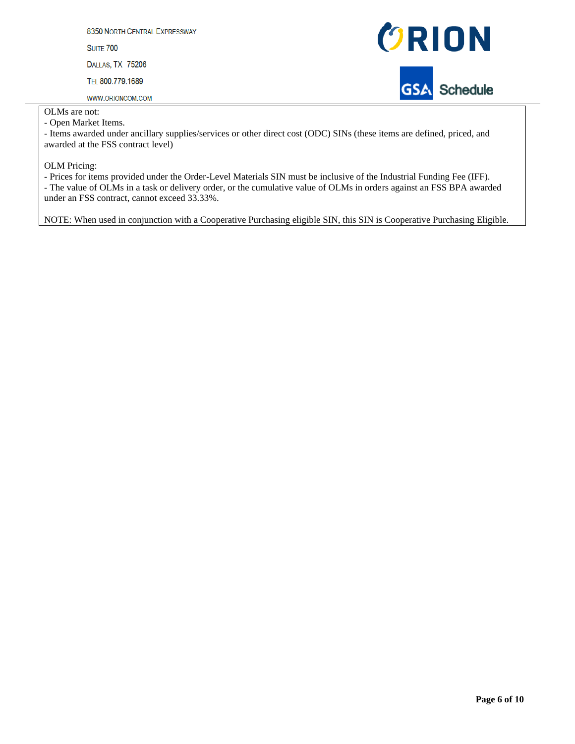OLMs are not:
- Open Market Items.
- Items awarded under ancillary supplies/services or other direct cost (ODC) SINs (these items are defined, priced, and awarded at the FSS contract level)

OLM Pricing:
- Prices for items provided under the Order-Level Materials SIN must be inclusive of the Industrial Funding Fee (IFF).
- The value of OLMs in a task or delivery order, or the cumulative value of OLMs in orders against an FSS BPA awarded under an FSS contract, cannot exceed 33.33%.

NOTE: When used in conjunction with a Cooperative Purchasing eligible SIN, this SIN is Cooperative Purchasing Eligible.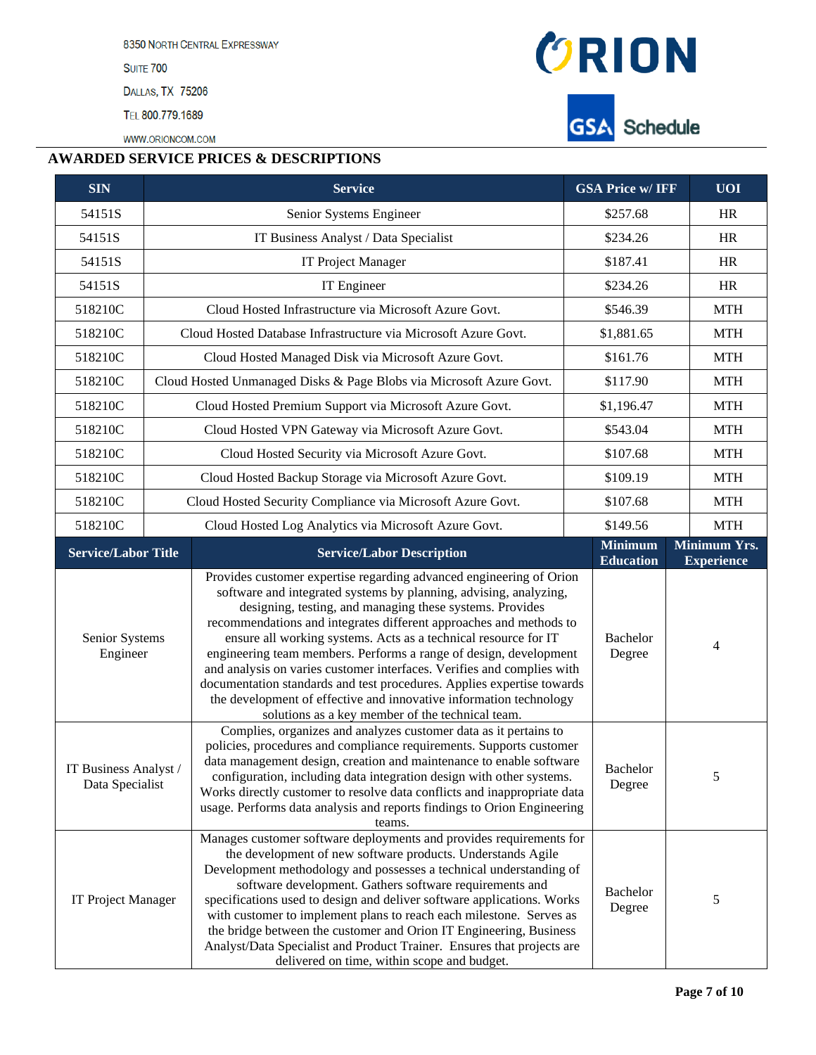8350 North Central Expressway
Suite 700
Dallas, TX 75206
Tel 800.779.1689
www.orioncom.com

ORION

GSA Schedule

## AWARDED SERVICE PRICES & DESCRIPTIONS

| SIN | Service | GSA Price w/ IFF | UOI |
|---|---|---|---|
| 54151S | Senior Systems Engineer | $257.68 | HR |
| 54151S | IT Business Analyst / Data Specialist | $234.26 | HR |
| 54151S | IT Project Manager | $187.41 | HR |
| 54151S | IT Engineer | $234.26 | HR |
| 518210C | Cloud Hosted Infrastructure via Microsoft Azure Govt. | $546.39 | MTH |
| 518210C | Cloud Hosted Database Infrastructure via Microsoft Azure Govt. | $1,881.65 | MTH |
| 518210C | Cloud Hosted Managed Disk via Microsoft Azure Govt. | $161.76 | MTH |
| 518210C | Cloud Hosted Unmanaged Disks & Page Blobs via Microsoft Azure Govt. | $117.90 | MTH |
| 518210C | Cloud Hosted Premium Support via Microsoft Azure Govt. | $1,196.47 | MTH |
| 518210C | Cloud Hosted VPN Gateway via Microsoft Azure Govt. | $543.04 | MTH |
| 518210C | Cloud Hosted Security via Microsoft Azure Govt. | $107.68 | MTH |
| 518210C | Cloud Hosted Backup Storage via Microsoft Azure Govt. | $109.19 | MTH |
| 518210C | Cloud Hosted Security Compliance via Microsoft Azure Govt. | $107.68 | MTH |
| 518210C | Cloud Hosted Log Analytics via Microsoft Azure Govt. | $149.56 | MTH |

| Service/Labor Title | Service/Labor Description | Minimum Education | Minimum Yrs. Experience |
|---|---|---|---|
| Senior Systems Engineer | Provides customer expertise regarding advanced engineering of Orion software and integrated systems by planning, advising, analyzing, designing, testing, and managing these systems. Provides recommendations and integrates different approaches and methods to ensure all working systems. Acts as a technical resource for IT engineering team members. Performs a range of design, development and analysis on varies customer interfaces. Verifies and complies with documentation standards and test procedures. Applies expertise towards the development of effective and innovative information technology solutions as a key member of the technical team. | Bachelor Degree | 4 |
| IT Business Analyst / Data Specialist | Complies, organizes and analyzes customer data as it pertains to policies, procedures and compliance requirements. Supports customer data management design, creation and maintenance to enable software configuration, including data integration design with other systems. Works directly customer to resolve data conflicts and inappropriate data usage. Performs data analysis and reports findings to Orion Engineering teams. | Bachelor Degree | 5 |
| IT Project Manager | Manages customer software deployments and provides requirements for the development of new software products. Understands Agile Development methodology and possesses a technical understanding of software development. Gathers software requirements and specifications used to design and deliver software applications. Works with customer to implement plans to reach each milestone. Serves as the bridge between the customer and Orion IT Engineering, Business Analyst/Data Specialist and Product Trainer. Ensures that projects are delivered on time, within scope and budget. | Bachelor Degree | 5 |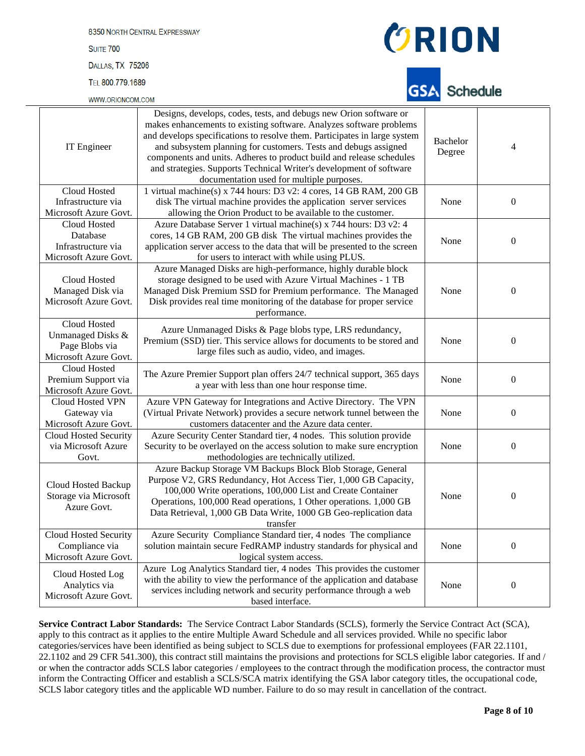| IT Engineer | Designs, develops, codes, tests, and debugs new Orion software or makes enhancements to existing software. Analyzes software problems and develops specifications to resolve them. Participates in large system and subsystem planning for customers. Tests and debugs assigned components and units. Adheres to product build and release schedules and strategies. Supports Technical Writer's development of software documentation used for multiple purposes. | Bachelor Degree | 4 |
|---|---|---|---|
| Cloud Hosted Infrastructure via Microsoft Azure Govt. | 1 virtual machine(s) x 744 hours: D3 v2: 4 cores, 14 GB RAM, 200 GB disk The virtual machine provides the application server services allowing the Orion Product to be available to the customer. | None | 0 |
| Cloud Hosted Database Infrastructure via Microsoft Azure Govt. | Azure Database Server 1 virtual machine(s) x 744 hours: D3 v2: 4 cores, 14 GB RAM, 200 GB disk The virtual machines provides the application server access to the data that will be presented to the screen for users to interact with while using PLUS. | None | 0 |
| Cloud Hosted Managed Disk via Microsoft Azure Govt. | Azure Managed Disks are high-performance, highly durable block storage designed to be used with Azure Virtual Machines - 1 TB Managed Disk Premium SSD for Premium performance. The Managed Disk provides real time monitoring of the database for proper service performance. | None | 0 |
| Cloud Hosted Unmanaged Disks & Page Blobs via Microsoft Azure Govt. | Azure Unmanaged Disks & Page blobs type, LRS redundancy, Premium (SSD) tier. This service allows for documents to be stored and large files such as audio, video, and images. | None | 0 |
| Cloud Hosted Premium Support via Microsoft Azure Govt. | The Azure Premier Support plan offers 24/7 technical support, 365 days a year with less than one hour response time. | None | 0 |
| Cloud Hosted VPN Gateway via Microsoft Azure Govt. | Azure VPN Gateway for Integrations and Active Directory. The VPN (Virtual Private Network) provides a secure network tunnel between the customers datacenter and the Azure data center. | None | 0 |
| Cloud Hosted Security via Microsoft Azure Govt. | Azure Security Center Standard tier, 4 nodes. This solution provide Security to be overlayed on the access solution to make sure encryption methodologies are technically utilized. | None | 0 |
| Cloud Hosted Backup Storage via Microsoft Azure Govt. | Azure Backup Storage VM Backups Block Blob Storage, General Purpose V2, GRS Redundancy, Hot Access Tier, 1,000 GB Capacity, 100,000 Write operations, 100,000 List and Create Container Operations, 100,000 Read operations, 1 Other operations. 1,000 GB Data Retrieval, 1,000 GB Data Write, 1000 GB Geo-replication data transfer | None | 0 |
| Cloud Hosted Security Compliance via Microsoft Azure Govt. | Azure Security Compliance Standard tier, 4 nodes The compliance solution maintain secure FedRAMP industry standards for physical and logical system access. | None | 0 |
| Cloud Hosted Log Analytics via Microsoft Azure Govt. | Azure Log Analytics Standard tier, 4 nodes This provides the customer with the ability to view the performance of the application and database services including network and security performance through a web based interface. | None | 0 |

**Service Contract Labor Standards:** The Service Contract Labor Standards (SCLS), formerly the Service Contract Act (SCA), apply to this contract as it applies to the entire Multiple Award Schedule and all services provided. While no specific labor categories/services have been identified as being subject to SCLS due to exemptions for professional employees (FAR 22.1101, 22.1102 and 29 CFR 541.300), this contract still maintains the provisions and protections for SCLS eligible labor categories. If and / or when the contractor adds SCLS labor categories / employees to the contract through the modification process, the contractor must inform the Contracting Officer and establish a SCLS/SCA matrix identifying the GSA labor category titles, the occupational code, SCLS labor category titles and the applicable WD number. Failure to do so may result in cancellation of the contract.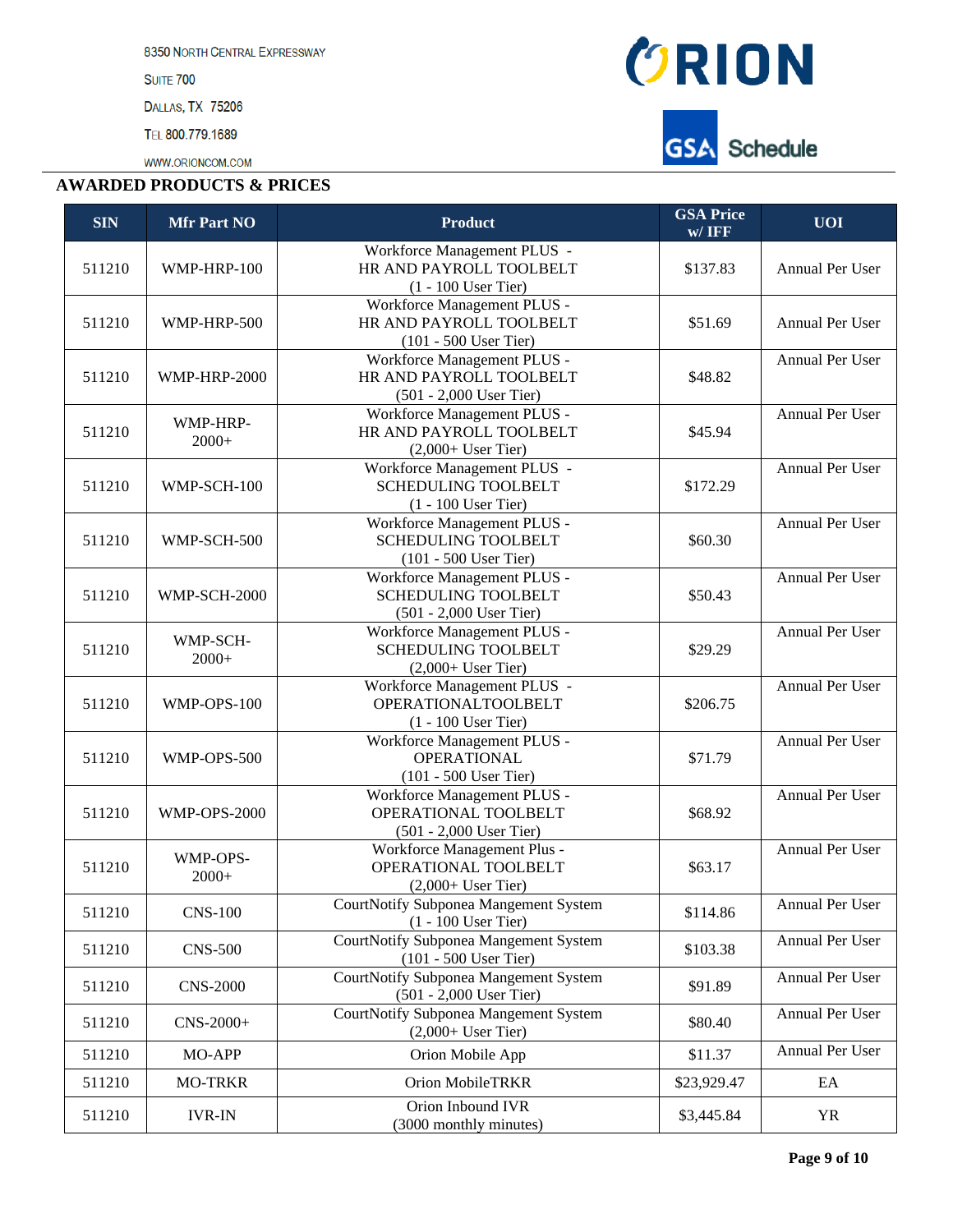8350 North Central Expressway

Suite 700

Dallas, TX 75206

Tel 800.779.1689

www.orioncom.com

## AWARDED PRODUCTS & PRICES

| SIN | Mfr Part NO | Product | GSA Price w/ IFF | UOI |
|---|---|---|---|---|
| 511210 | WMP-HRP-100 | Workforce Management PLUS - HR AND PAYROLL TOOLBELT (1 - 100 User Tier) | $137.83 | Annual Per User |
| 511210 | WMP-HRP-500 | Workforce Management PLUS - HR AND PAYROLL TOOLBELT (101 - 500 User Tier) | $51.69 | Annual Per User |
| 511210 | WMP-HRP-2000 | Workforce Management PLUS - HR AND PAYROLL TOOLBELT (501 - 2,000 User Tier) | $48.82 | Annual Per User |
| 511210 | WMP-HRP-2000+ | Workforce Management PLUS - HR AND PAYROLL TOOLBELT (2,000+ User Tier) | $45.94 | Annual Per User |
| 511210 | WMP-SCH-100 | Workforce Management PLUS - SCHEDULING TOOLBELT (1 - 100 User Tier) | $172.29 | Annual Per User |
| 511210 | WMP-SCH-500 | Workforce Management PLUS - SCHEDULING TOOLBELT (101 - 500 User Tier) | $60.30 | Annual Per User |
| 511210 | WMP-SCH-2000 | Workforce Management PLUS - SCHEDULING TOOLBELT (501 - 2,000 User Tier) | $50.43 | Annual Per User |
| 511210 | WMP-SCH-2000+ | Workforce Management PLUS - SCHEDULING TOOLBELT (2,000+ User Tier) | $29.29 | Annual Per User |
| 511210 | WMP-OPS-100 | Workforce Management PLUS - OPERATIONALTOOLBELT (1 - 100 User Tier) | $206.75 | Annual Per User |
| 511210 | WMP-OPS-500 | Workforce Management PLUS - OPERATIONAL (101 - 500 User Tier) | $71.79 | Annual Per User |
| 511210 | WMP-OPS-2000 | Workforce Management PLUS - OPERATIONAL TOOLBELT (501 - 2,000 User Tier) | $68.92 | Annual Per User |
| 511210 | WMP-OPS-2000+ | Workforce Management Plus - OPERATIONAL TOOLBELT (2,000+ User Tier) | $63.17 | Annual Per User |
| 511210 | CNS-100 | CourtNotify Subponea Mangement System (1 - 100 User Tier) | $114.86 | Annual Per User |
| 511210 | CNS-500 | CourtNotify Subponea Mangement System (101 - 500 User Tier) | $103.38 | Annual Per User |
| 511210 | CNS-2000 | CourtNotify Subponea Mangement System (501 - 2,000 User Tier) | $91.89 | Annual Per User |
| 511210 | CNS-2000+ | CourtNotify Subponea Mangement System (2,000+ User Tier) | $80.40 | Annual Per User |
| 511210 | MO-APP | Orion Mobile App | $11.37 | Annual Per User |
| 511210 | MO-TRKR | Orion MobileTRKR | $23,929.47 | EA |
| 511210 | IVR-IN | Orion Inbound IVR (3000 monthly minutes) | $3,445.84 | YR |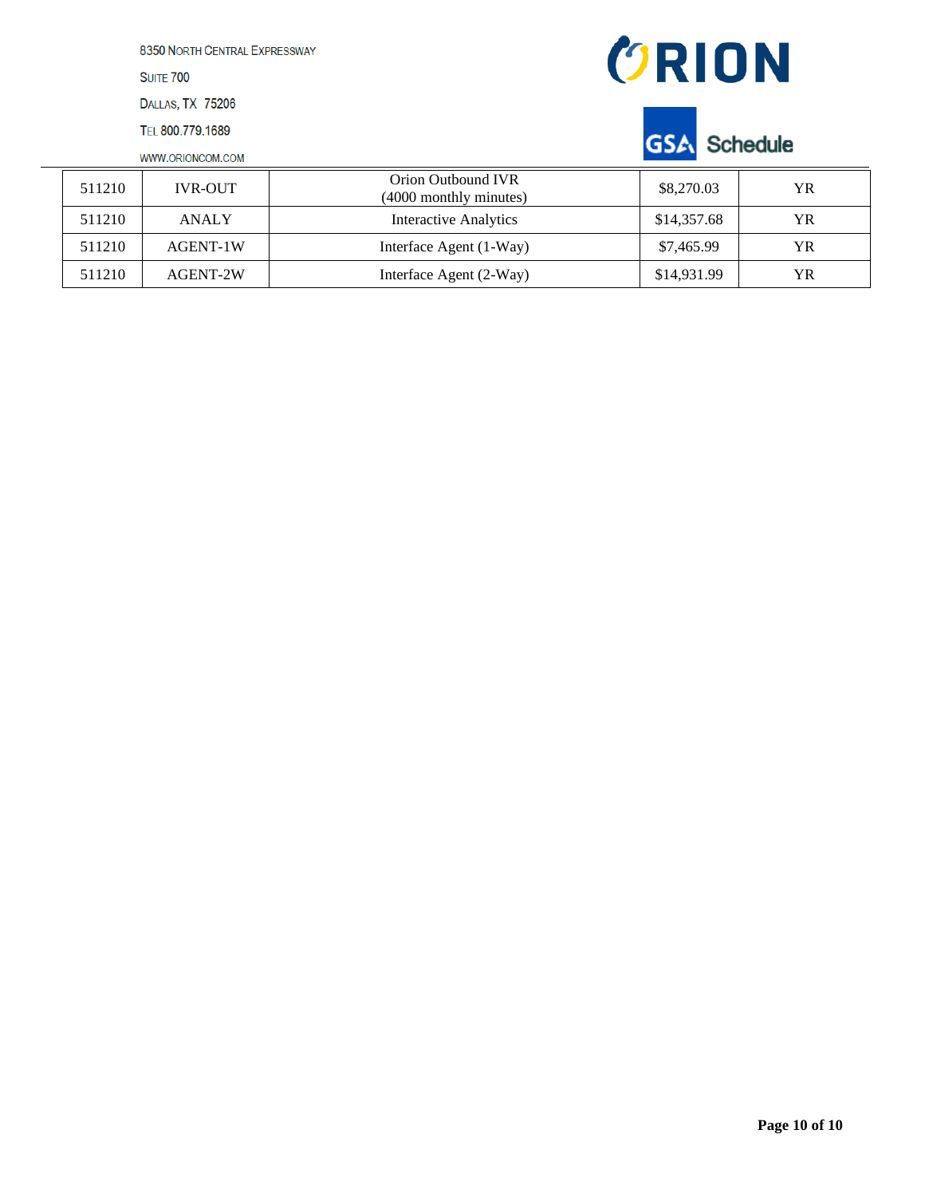| | | | | |
|---|---|---|---|---|
| 511210 | IVR-OUT | Orion Outbound IVR (4000 monthly minutes) | $8,270.03 | YR |
| 511210 | ANALY | Interactive Analytics | $14,357.68 | YR |
| 511210 | AGENT-1W | Interface Agent (1-Way) | $7,465.99 | YR |
| 511210 | AGENT-2W | Interface Agent (2-Way) | $14,931.99 | YR |